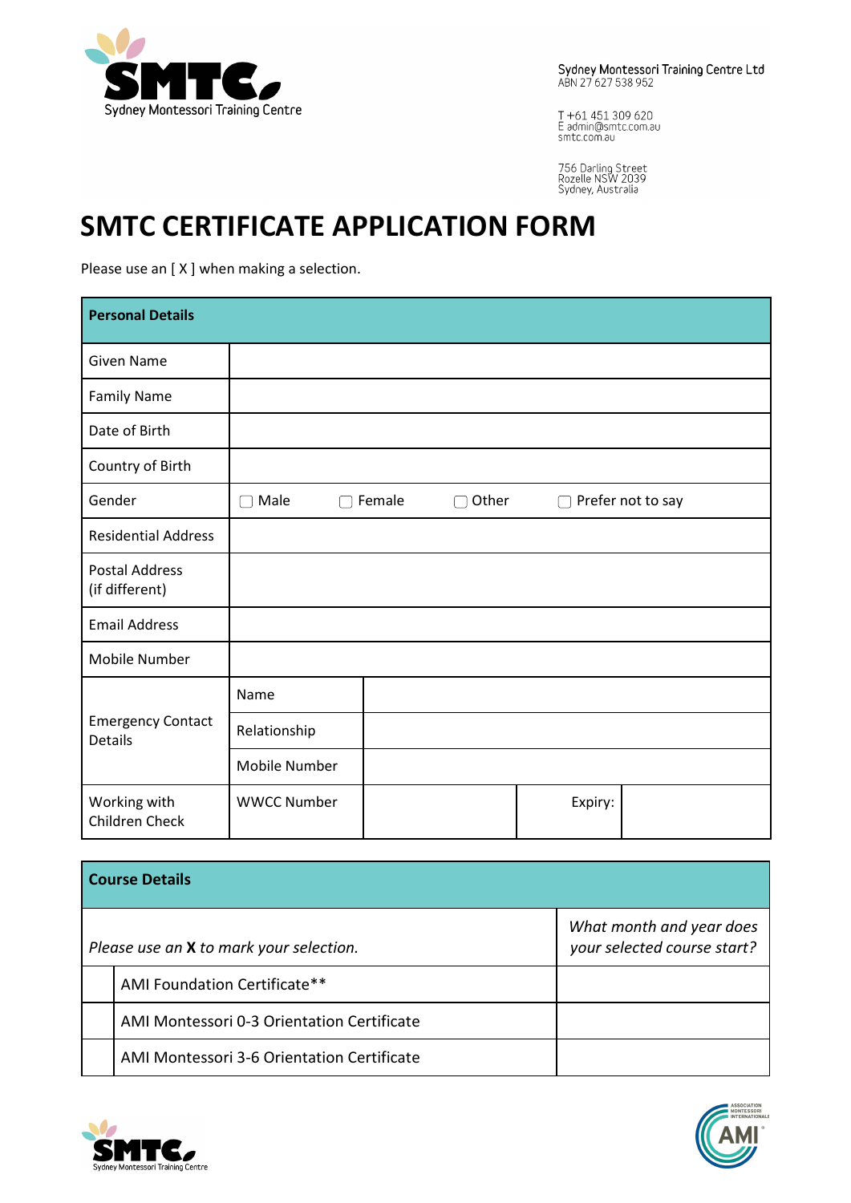Sydney Montessori Training Centre

Sydney Montessori Training Centre Ltd
ABN 27 627 538 952

T +61 451 309 620
E admin@smtc.com.au
smtc.com.au

756 Darling Street
Rozelle NSW 2039
Sydney, Australia

# SMTC CERTIFICATE APPLICATION FORM

Please use an [ X ] when making a selection.

| **Personal Details** | | | | |
|---|---|---|---|---|
| Given Name | | | | |
| Family Name | | | | |
| Date of Birth | | | | |
| Country of Birth | | | | |
| Gender | ☐ Male ☐ Female ☐ Other ☐ Prefer not to say | | | |
| Residential Address | | | | |
| Postal Address (if different) | | | | |
| Email Address | | | | |
| Mobile Number | | | | |
| Emergency Contact Details | Name | | | |
| | Relationship | | | |
| | Mobile Number | | | |
| Working with Children Check | WWCC Number | | Expiry: | |

| **Course Details** | | |
|---|---|---|
| *Please use an **X** to mark your selection.* | | *What month and year does your selected course start?* |
| | AMI Foundation Certificate** | |
| | AMI Montessori 0-3 Orientation Certificate | |
| | AMI Montessori 3-6 Orientation Certificate | |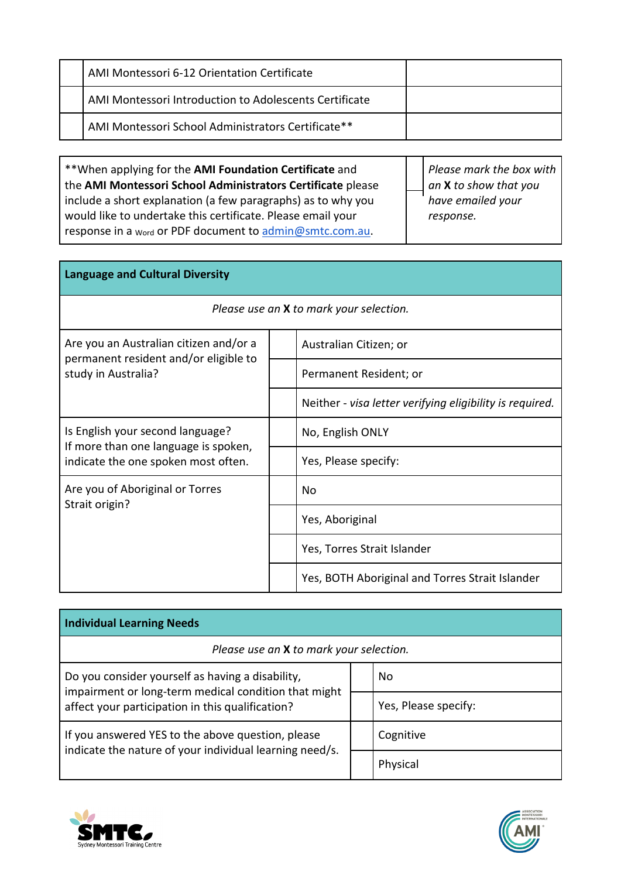| | | |
|---|---|---|
| | AMI Montessori 6-12 Orientation Certificate | |
| | AMI Montessori Introduction to Adolescents Certificate | |
| | AMI Montessori School Administrators Certificate** | |

| | | |
|---|---|---|
| **When applying for the **AMI Foundation Certificate** and the **AMI Montessori School Administrators Certificate** please include a short explanation (a few paragraphs) as to why you would like to undertake this certificate. Please email your response in a Word or PDF document to admin@smtc.com.au. | | *Please mark the box with an* **X** *to show that you have emailed your response.* |

| **Language and Cultural Diversity** | | |
|---|---|---|
| *Please use an* **X** *to mark your selection.* | | |
| Are you an Australian citizen and/or a permanent resident and/or eligible to study in Australia? | | Australian Citizen; or |
| | | Permanent Resident; or |
| | | Neither - *visa letter verifying eligibility is required.* |
| Is English your second language? If more than one language is spoken, indicate the one spoken most often. | | No, English ONLY |
| | | Yes, Please specify: |
| Are you of Aboriginal or Torres Strait origin? | | No |
| | | Yes, Aboriginal |
| | | Yes, Torres Strait Islander |
| | | Yes, BOTH Aboriginal and Torres Strait Islander |

| **Individual Learning Needs** | | |
|---|---|---|
| *Please use an* **X** *to mark your selection.* | | |
| Do you consider yourself as having a disability, impairment or long-term medical condition that might affect your participation in this qualification? | | No |
| | | Yes, Please specify: |
| If you answered YES to the above question, please indicate the nature of your individual learning need/s. | | Cognitive |
| | | Physical |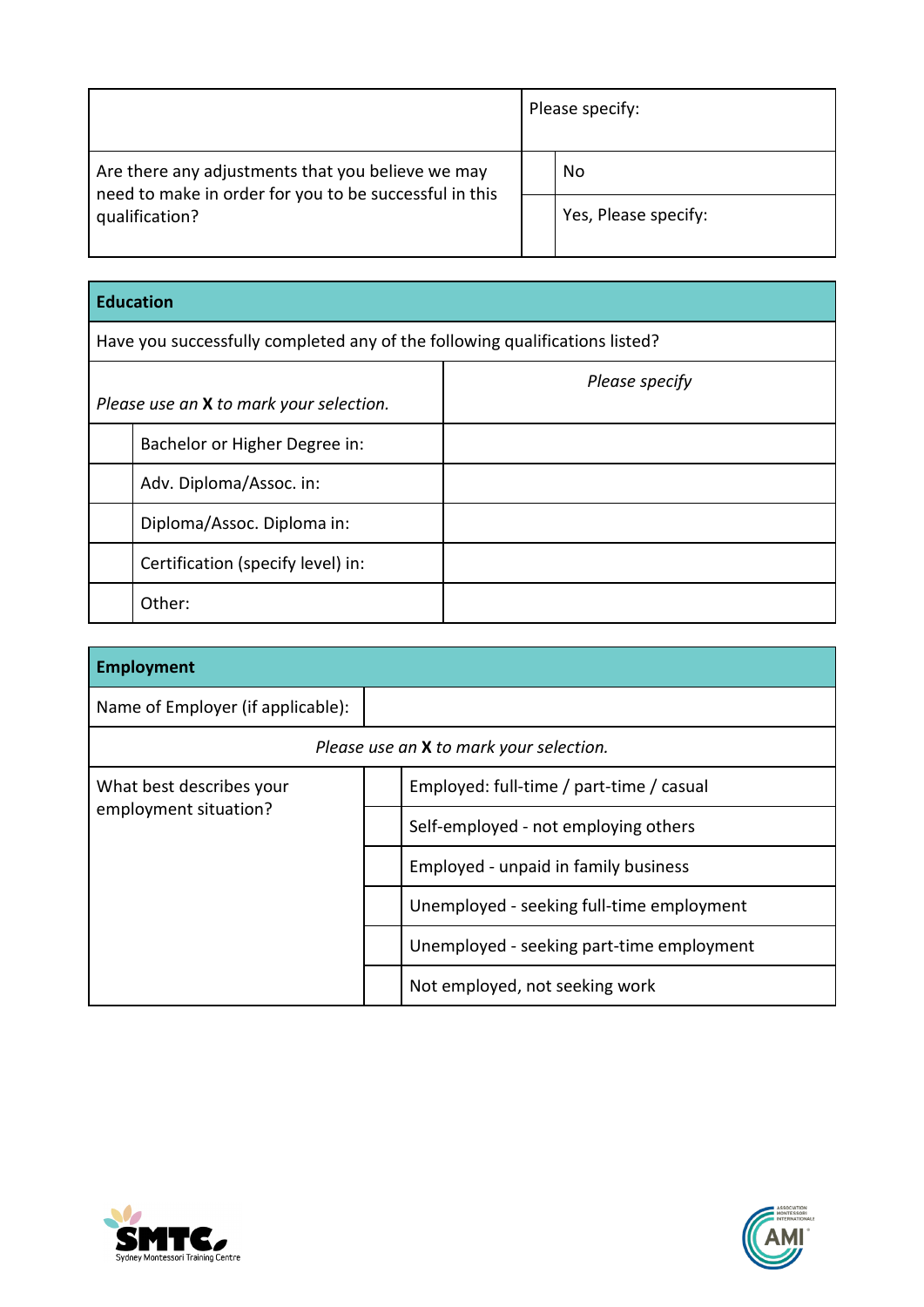| | | Please specify: |
|---|---|---|
| Are there any adjustments that you believe we may need to make in order for you to be successful in this qualification? | | No |
| | | Yes, Please specify: |

| **Education** | | |
|---|---|---|
| Have you successfully completed any of the following qualifications listed? | | |
| *Please use an **X** to mark your selection.* | | *Please specify* |
| | Bachelor or Higher Degree in: | |
| | Adv. Diploma/Assoc. in: | |
| | Diploma/Assoc. Diploma in: | |
| | Certification (specify level) in: | |
| | Other: | |

| **Employment** | | |
|---|---|---|
| Name of Employer (if applicable): | | |
| *Please use an **X** to mark your selection.* | | |
| What best describes your employment situation? | | Employed: full-time / part-time / casual |
| | | Self-employed - not employing others |
| | | Employed - unpaid in family business |
| | | Unemployed - seeking full-time employment |
| | | Unemployed - seeking part-time employment |
| | | Not employed, not seeking work |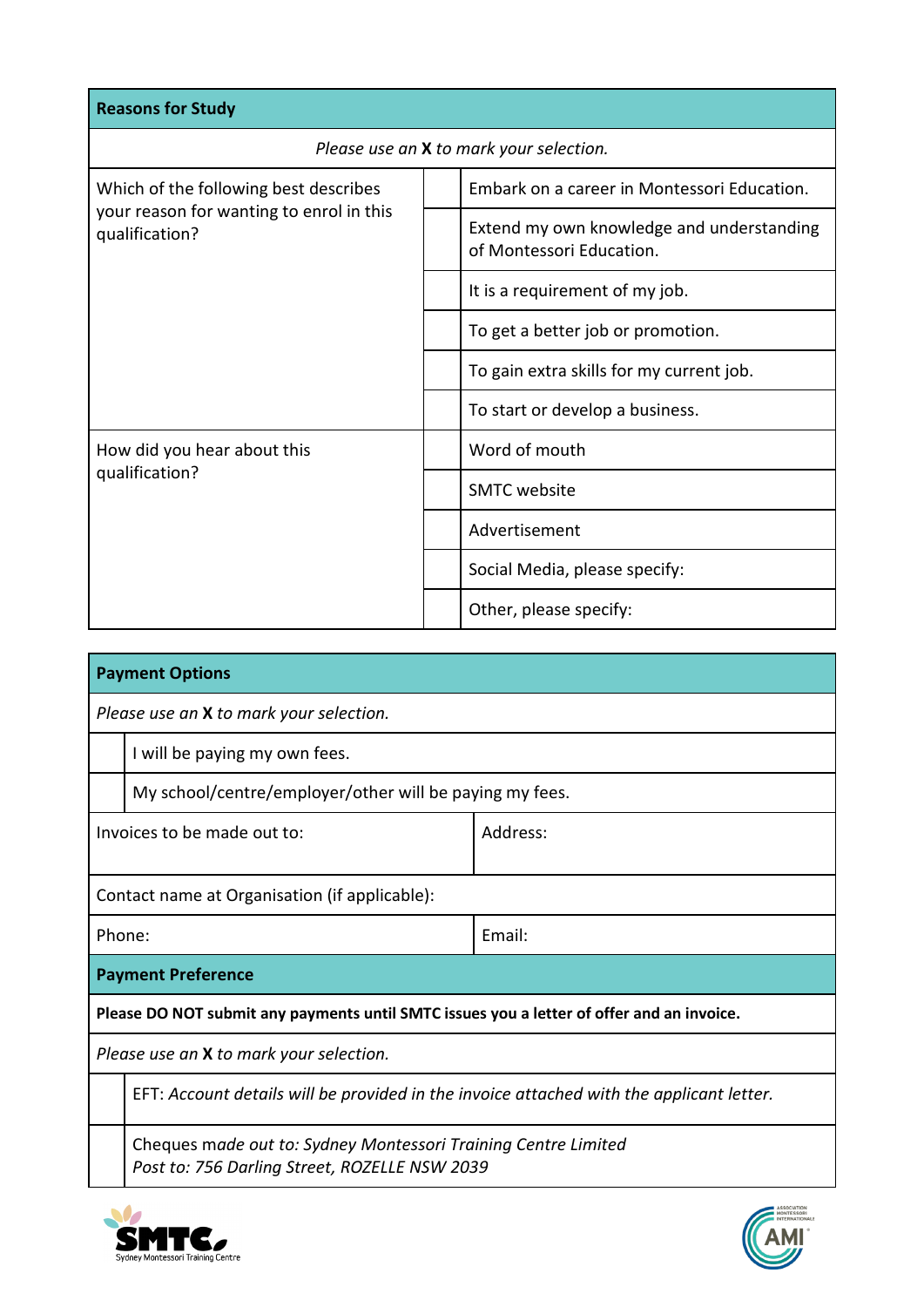## Reasons for Study

*Please use an **X** to mark your selection.*

| Question | | Option |
|---|---|---|
| Which of the following best describes your reason for wanting to enrol in this qualification? | | Embark on a career in Montessori Education. |
| | | Extend my own knowledge and understanding of Montessori Education. |
| | | It is a requirement of my job. |
| | | To get a better job or promotion. |
| | | To gain extra skills for my current job. |
| | | To start or develop a business. |
| How did you hear about this qualification? | | Word of mouth |
| | | SMTC website |
| | | Advertisement |
| | | Social Media, please specify: |
| | | Other, please specify: |

## Payment Options

*Please use an **X** to mark your selection.*

| | |
|---|---|
| | I will be paying my own fees. |
| | My school/centre/employer/other will be paying my fees. |

| | |
|---|---|
| Invoices to be made out to: | Address: |
| Contact name at Organisation (if applicable): | |
| Phone: | Email: |

## Payment Preference

**Please DO NOT submit any payments until SMTC issues you a letter of offer and an invoice.**

*Please use an **X** to mark your selection.*

| | |
|---|---|
| | EFT: *Account details will be provided in the invoice attached with the applicant letter.* |
| | Cheques *made out to: Sydney Montessori Training Centre Limited*<br>*Post to: 756 Darling Street, ROZELLE NSW 2039* |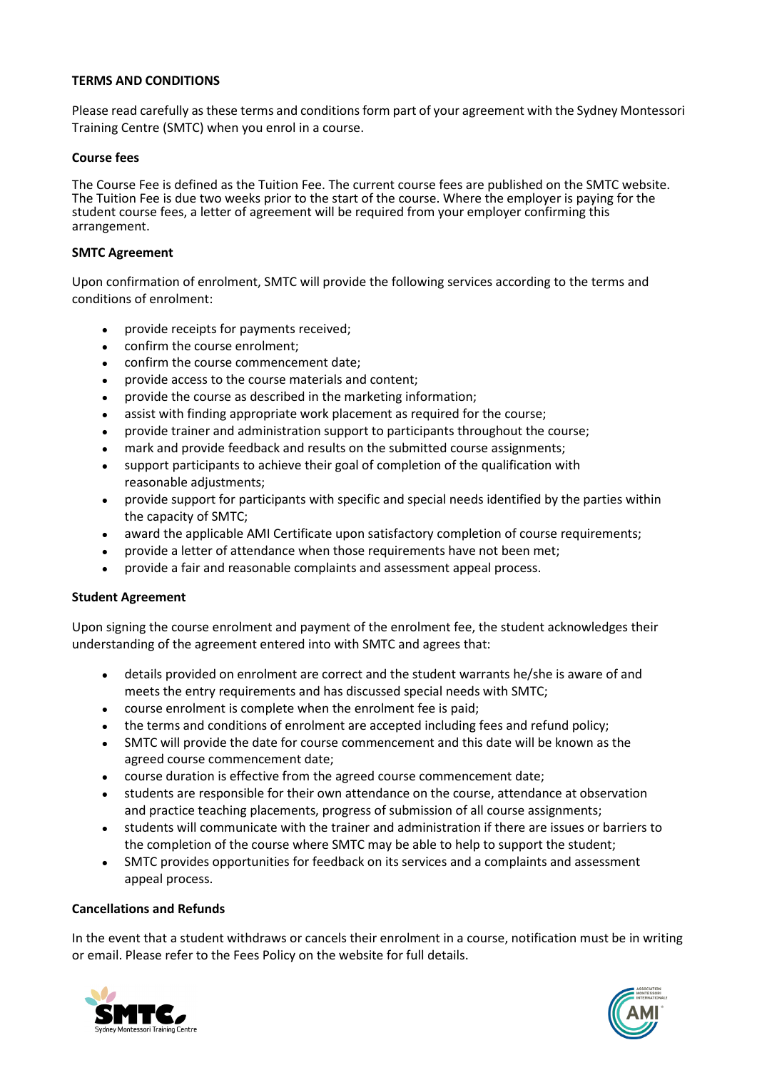**TERMS AND CONDITIONS**

Please read carefully as these terms and conditions form part of your agreement with the Sydney Montessori Training Centre (SMTC) when you enrol in a course.

**Course fees**

The Course Fee is defined as the Tuition Fee. The current course fees are published on the SMTC website. The Tuition Fee is due two weeks prior to the start of the course. Where the employer is paying for the student course fees, a letter of agreement will be required from your employer confirming this arrangement.

**SMTC Agreement**

Upon confirmation of enrolment, SMTC will provide the following services according to the terms and conditions of enrolment:

- provide receipts for payments received;
- confirm the course enrolment;
- confirm the course commencement date;
- provide access to the course materials and content;
- provide the course as described in the marketing information;
- assist with finding appropriate work placement as required for the course;
- provide trainer and administration support to participants throughout the course;
- mark and provide feedback and results on the submitted course assignments;
- support participants to achieve their goal of completion of the qualification with reasonable adjustments;
- provide support for participants with specific and special needs identified by the parties within the capacity of SMTC;
- award the applicable AMI Certificate upon satisfactory completion of course requirements;
- provide a letter of attendance when those requirements have not been met;
- provide a fair and reasonable complaints and assessment appeal process.

**Student Agreement**

Upon signing the course enrolment and payment of the enrolment fee, the student acknowledges their understanding of the agreement entered into with SMTC and agrees that:

- details provided on enrolment are correct and the student warrants he/she is aware of and meets the entry requirements and has discussed special needs with SMTC;
- course enrolment is complete when the enrolment fee is paid;
- the terms and conditions of enrolment are accepted including fees and refund policy;
- SMTC will provide the date for course commencement and this date will be known as the agreed course commencement date;
- course duration is effective from the agreed course commencement date;
- students are responsible for their own attendance on the course, attendance at observation and practice teaching placements, progress of submission of all course assignments;
- students will communicate with the trainer and administration if there are issues or barriers to the completion of the course where SMTC may be able to help to support the student;
- SMTC provides opportunities for feedback on its services and a complaints and assessment appeal process.

**Cancellations and Refunds**

In the event that a student withdraws or cancels their enrolment in a course, notification must be in writing or email. Please refer to the Fees Policy on the website for full details.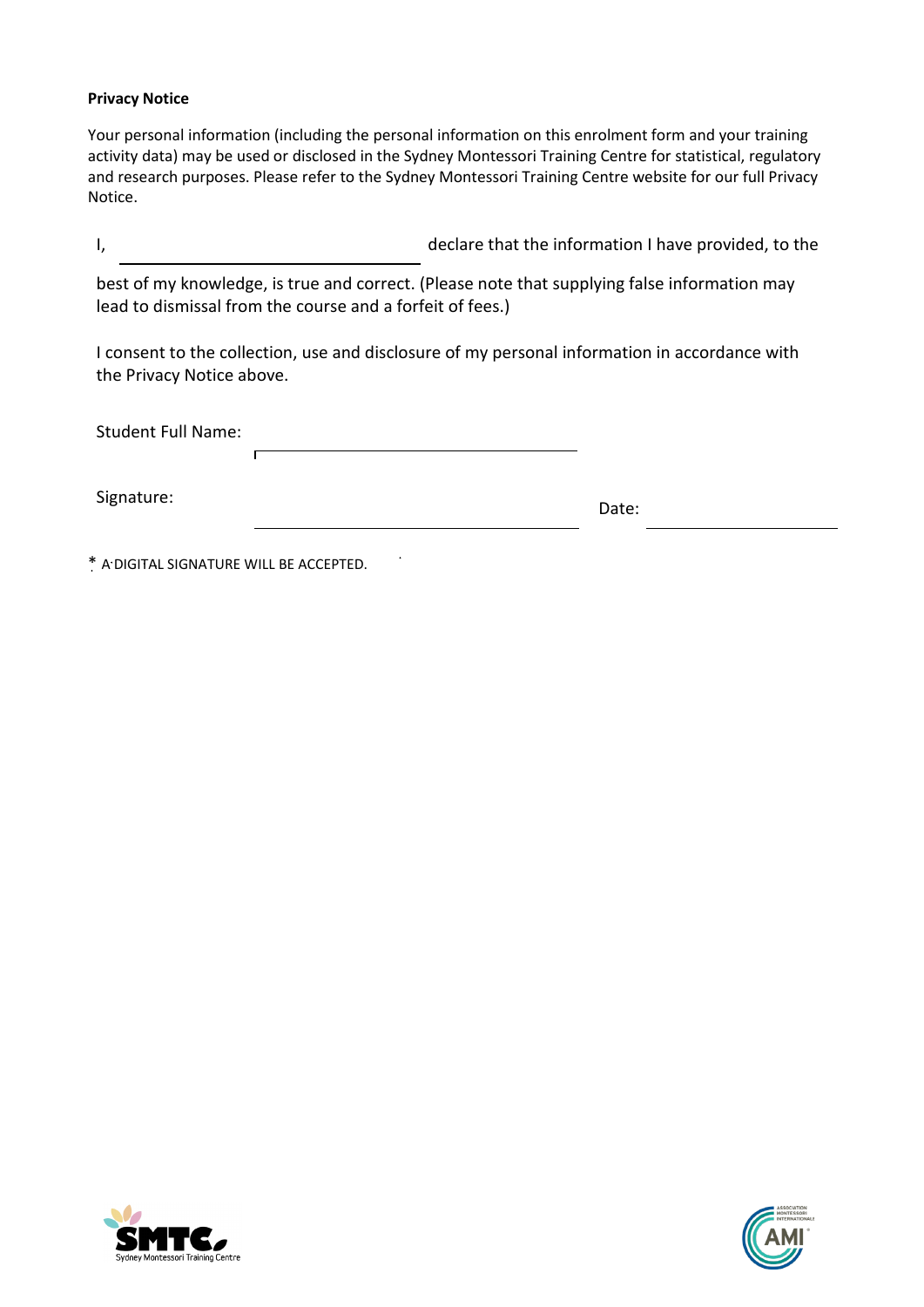**Privacy Notice**

Your personal information (including the personal information on this enrolment form and your training activity data) may be used or disclosed in the Sydney Montessori Training Centre for statistical, regulatory and research purposes. Please refer to the Sydney Montessori Training Centre website for our full Privacy Notice.

I, ______________________________ declare that the information I have provided, to the best of my knowledge, is true and correct. (Please note that supplying false information may lead to dismissal from the course and a forfeit of fees.)

I consent to the collection, use and disclosure of my personal information in accordance with the Privacy Notice above.

Student Full Name: ______________________________

Signature: ______________________________ Date: ____________________

* A DIGITAL SIGNATURE WILL BE ACCEPTED.